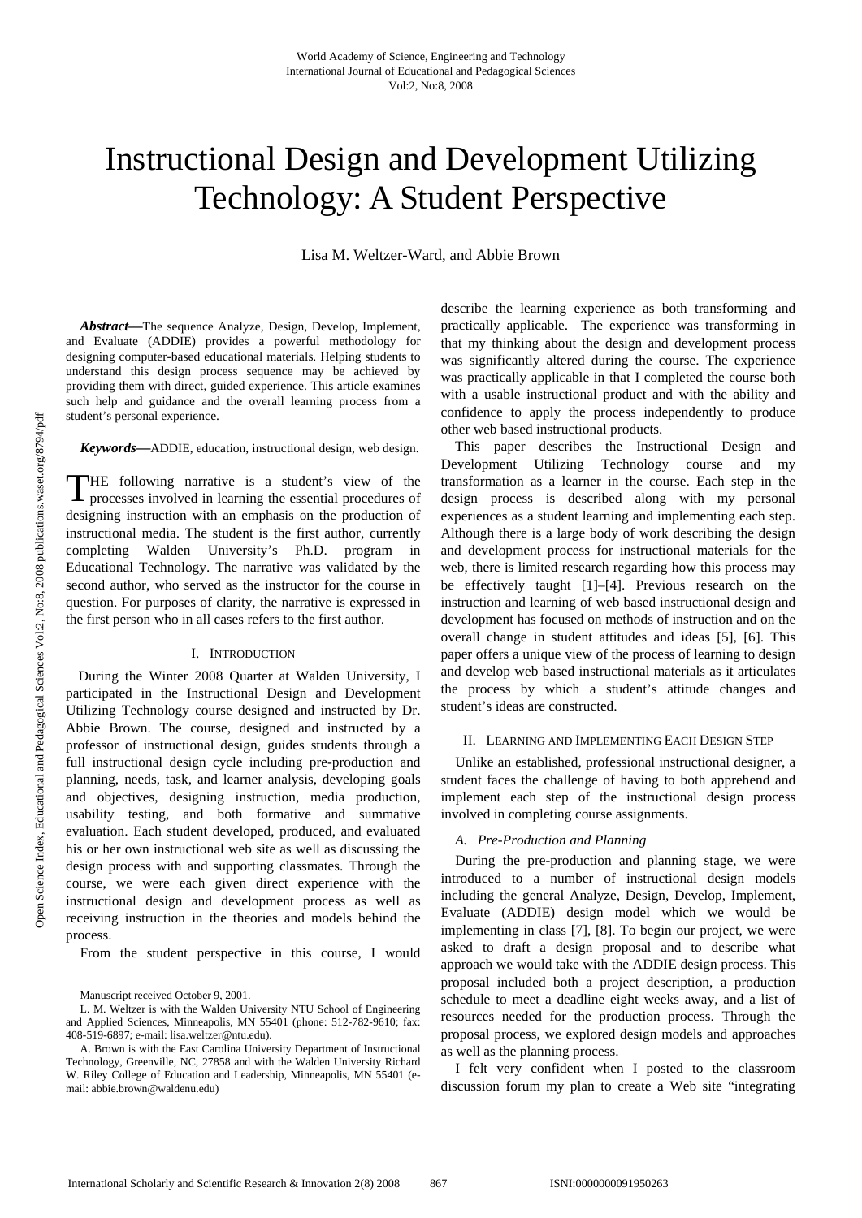# Instructional Design and Development Utilizing Technology: A Student Perspective

Lisa M. Weltzer-Ward, and Abbie Brown

***Abstract*—**The sequence Analyze, Design, Develop, Implement, and Evaluate (ADDIE) provides a powerful methodology for designing computer-based educational materials. Helping students to understand this design process sequence may be achieved by providing them with direct, guided experience. This article examines such help and guidance and the overall learning process from a student's personal experience.

***Keywords*—**ADDIE, education, instructional design, web design.

THE following narrative is a student's view of the processes involved in learning the essential procedures of designing instruction with an emphasis on the production of instructional media. The student is the first author, currently completing Walden University's Ph.D. program in Educational Technology. The narrative was validated by the second author, who served as the instructor for the course in question. For purposes of clarity, the narrative is expressed in the first person who in all cases refers to the first author.

## I. Introduction

During the Winter 2008 Quarter at Walden University, I participated in the Instructional Design and Development Utilizing Technology course designed and instructed by Dr. Abbie Brown. The course, designed and instructed by a professor of instructional design, guides students through a full instructional design cycle including pre-production and planning, needs, task, and learner analysis, developing goals and objectives, designing instruction, media production, usability testing, and both formative and summative evaluation. Each student developed, produced, and evaluated his or her own instructional web site as well as discussing the design process with and supporting classmates. Through the course, we were each given direct experience with the instructional design and development process as well as receiving instruction in the theories and models behind the process.

From the student perspective in this course, I would describe the learning experience as both transforming and practically applicable. The experience was transforming in that my thinking about the design and development process was significantly altered during the course. The experience was practically applicable in that I completed the course both with a usable instructional product and with the ability and confidence to apply the process independently to produce other web based instructional products.

This paper describes the Instructional Design and Development Utilizing Technology course and my transformation as a learner in the course. Each step in the design process is described along with my personal experiences as a student learning and implementing each step. Although there is a large body of work describing the design and development process for instructional materials for the web, there is limited research regarding how this process may be effectively taught [1]–[4]. Previous research on the instruction and learning of web based instructional design and development has focused on methods of instruction and on the overall change in student attitudes and ideas [5], [6]. This paper offers a unique view of the process of learning to design and develop web based instructional materials as it articulates the process by which a student's attitude changes and student's ideas are constructed.

## II. Learning and Implementing Each Design Step

Unlike an established, professional instructional designer, a student faces the challenge of having to both apprehend and implement each step of the instructional design process involved in completing course assignments.

### *A. Pre-Production and Planning*

During the pre-production and planning stage, we were introduced to a number of instructional design models including the general Analyze, Design, Develop, Implement, Evaluate (ADDIE) design model which we would be implementing in class [7], [8]. To begin our project, we were asked to draft a design proposal and to describe what approach we would take with the ADDIE design process. This proposal included both a project description, a production schedule to meet a deadline eight weeks away, and a list of resources needed for the production process. Through the proposal process, we explored design models and approaches as well as the planning process.

I felt very confident when I posted to the classroom discussion forum my plan to create a Web site "integrating

---

Manuscript received October 9, 2001.

L. M. Weltzer is with the Walden University NTU School of Engineering and Applied Sciences, Minneapolis, MN 55401 (phone: 512-782-9610; fax: 408-519-6897; e-mail: lisa.weltzer@ntu.edu).

A. Brown is with the East Carolina University Department of Instructional Technology, Greenville, NC, 27858 and with the Walden University Richard W. Riley College of Education and Leadership, Minneapolis, MN 55401 (e-mail: abbie.brown@waldenu.edu)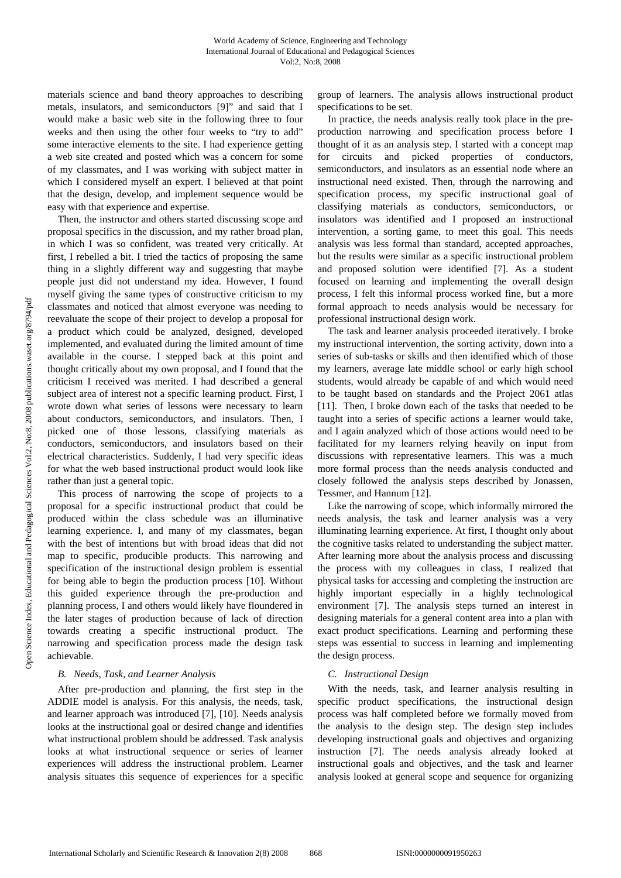materials science and band theory approaches to describing metals, insulators, and semiconductors [9]" and said that I would make a basic web site in the following three to four weeks and then using the other four weeks to "try to add" some interactive elements to the site. I had experience getting a web site created and posted which was a concern for some of my classmates, and I was working with subject matter in which I considered myself an expert. I believed at that point that the design, develop, and implement sequence would be easy with that experience and expertise.

Then, the instructor and others started discussing scope and proposal specifics in the discussion, and my rather broad plan, in which I was so confident, was treated very critically. At first, I rebelled a bit. I tried the tactics of proposing the same thing in a slightly different way and suggesting that maybe people just did not understand my idea. However, I found myself giving the same types of constructive criticism to my classmates and noticed that almost everyone was needing to reevaluate the scope of their project to develop a proposal for a product which could be analyzed, designed, developed implemented, and evaluated during the limited amount of time available in the course. I stepped back at this point and thought critically about my own proposal, and I found that the criticism I received was merited. I had described a general subject area of interest not a specific learning product. First, I wrote down what series of lessons were necessary to learn about conductors, semiconductors, and insulators. Then, I picked one of those lessons, classifying materials as conductors, semiconductors, and insulators based on their electrical characteristics. Suddenly, I had very specific ideas for what the web based instructional product would look like rather than just a general topic.

This process of narrowing the scope of projects to a proposal for a specific instructional product that could be produced within the class schedule was an illuminative learning experience. I, and many of my classmates, began with the best of intentions but with broad ideas that did not map to specific, producible products. This narrowing and specification of the instructional design problem is essential for being able to begin the production process [10]. Without this guided experience through the pre-production and planning process, I and others would likely have floundered in the later stages of production because of lack of direction towards creating a specific instructional product. The narrowing and specification process made the design task achievable.

### *B. Needs, Task, and Learner Analysis*

After pre-production and planning, the first step in the ADDIE model is analysis. For this analysis, the needs, task, and learner approach was introduced [7], [10]. Needs analysis looks at the instructional goal or desired change and identifies what instructional problem should be addressed. Task analysis looks at what instructional sequence or series of learner experiences will address the instructional problem. Learner analysis situates this sequence of experiences for a specific group of learners. The analysis allows instructional product specifications to be set.

In practice, the needs analysis really took place in the pre-production narrowing and specification process before I thought of it as an analysis step. I started with a concept map for circuits and picked properties of conductors, semiconductors, and insulators as an essential node where an instructional need existed. Then, through the narrowing and specification process, my specific instructional goal of classifying materials as conductors, semiconductors, or insulators was identified and I proposed an instructional intervention, a sorting game, to meet this goal. This needs analysis was less formal than standard, accepted approaches, but the results were similar as a specific instructional problem and proposed solution were identified [7]. As a student focused on learning and implementing the overall design process, I felt this informal process worked fine, but a more formal approach to needs analysis would be necessary for professional instructional design work.

The task and learner analysis proceeded iteratively. I broke my instructional intervention, the sorting activity, down into a series of sub-tasks or skills and then identified which of those my learners, average late middle school or early high school students, would already be capable of and which would need to be taught based on standards and the Project 2061 atlas [11]. Then, I broke down each of the tasks that needed to be taught into a series of specific actions a learner would take, and I again analyzed which of those actions would need to be facilitated for my learners relying heavily on input from discussions with representative learners. This was a much more formal process than the needs analysis conducted and closely followed the analysis steps described by Jonassen, Tessmer, and Hannum [12].

Like the narrowing of scope, which informally mirrored the needs analysis, the task and learner analysis was a very illuminating learning experience. At first, I thought only about the cognitive tasks related to understanding the subject matter. After learning more about the analysis process and discussing the process with my colleagues in class, I realized that physical tasks for accessing and completing the instruction are highly important especially in a highly technological environment [7]. The analysis steps turned an interest in designing materials for a general content area into a plan with exact product specifications. Learning and performing these steps was essential to success in learning and implementing the design process.

### *C. Instructional Design*

With the needs, task, and learner analysis resulting in specific product specifications, the instructional design process was half completed before we formally moved from the analysis to the design step. The design step includes developing instructional goals and objectives and organizing instruction [7]. The needs analysis already looked at instructional goals and objectives, and the task and learner analysis looked at general scope and sequence for organizing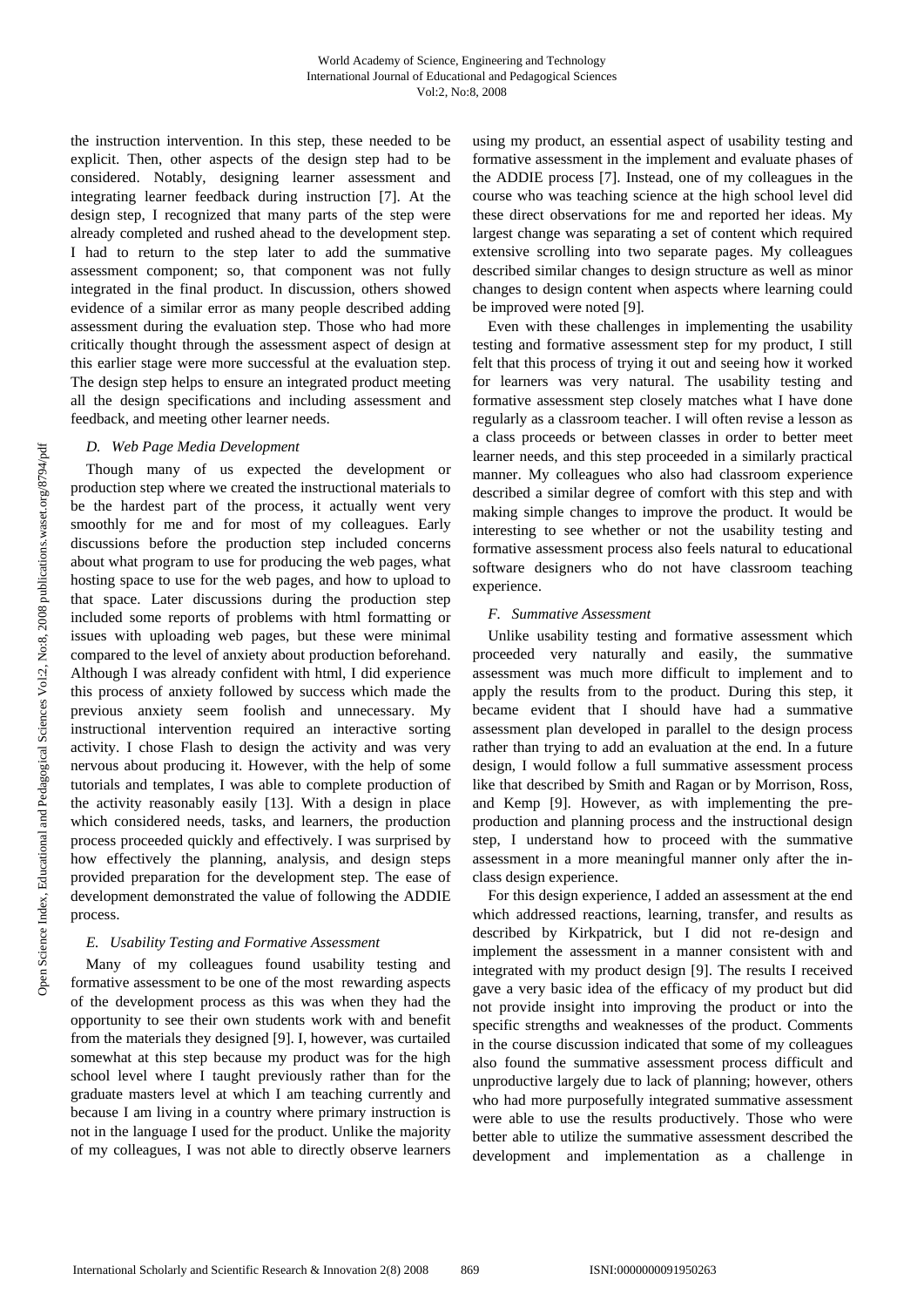the instruction intervention. In this step, these needed to be explicit. Then, other aspects of the design step had to be considered. Notably, designing learner assessment and integrating learner feedback during instruction [7]. At the design step, I recognized that many parts of the step were already completed and rushed ahead to the development step. I had to return to the step later to add the summative assessment component; so, that component was not fully integrated in the final product. In discussion, others showed evidence of a similar error as many people described adding assessment during the evaluation step. Those who had more critically thought through the assessment aspect of design at this earlier stage were more successful at the evaluation step. The design step helps to ensure an integrated product meeting all the design specifications and including assessment and feedback, and meeting other learner needs.

### *D. Web Page Media Development*

Though many of us expected the development or production step where we created the instructional materials to be the hardest part of the process, it actually went very smoothly for me and for most of my colleagues. Early discussions before the production step included concerns about what program to use for producing the web pages, what hosting space to use for the web pages, and how to upload to that space. Later discussions during the production step included some reports of problems with html formatting or issues with uploading web pages, but these were minimal compared to the level of anxiety about production beforehand. Although I was already confident with html, I did experience this process of anxiety followed by success which made the previous anxiety seem foolish and unnecessary. My instructional intervention required an interactive sorting activity. I chose Flash to design the activity and was very nervous about producing it. However, with the help of some tutorials and templates, I was able to complete production of the activity reasonably easily [13]. With a design in place which considered needs, tasks, and learners, the production process proceeded quickly and effectively. I was surprised by how effectively the planning, analysis, and design steps provided preparation for the development step. The ease of development demonstrated the value of following the ADDIE process.

### *E. Usability Testing and Formative Assessment*

Many of my colleagues found usability testing and formative assessment to be one of the most rewarding aspects of the development process as this was when they had the opportunity to see their own students work with and benefit from the materials they designed [9]. I, however, was curtailed somewhat at this step because my product was for the high school level where I taught previously rather than for the graduate masters level at which I am teaching currently and because I am living in a country where primary instruction is not in the language I used for the product. Unlike the majority of my colleagues, I was not able to directly observe learners using my product, an essential aspect of usability testing and formative assessment in the implement and evaluate phases of the ADDIE process [7]. Instead, one of my colleagues in the course who was teaching science at the high school level did these direct observations for me and reported her ideas. My largest change was separating a set of content which required extensive scrolling into two separate pages. My colleagues described similar changes to design structure as well as minor changes to design content when aspects where learning could be improved were noted [9].

Even with these challenges in implementing the usability testing and formative assessment step for my product, I still felt that this process of trying it out and seeing how it worked for learners was very natural. The usability testing and formative assessment step closely matches what I have done regularly as a classroom teacher. I will often revise a lesson as a class proceeds or between classes in order to better meet learner needs, and this step proceeded in a similarly practical manner. My colleagues who also had classroom experience described a similar degree of comfort with this step and with making simple changes to improve the product. It would be interesting to see whether or not the usability testing and formative assessment process also feels natural to educational software designers who do not have classroom teaching experience.

### *F. Summative Assessment*

Unlike usability testing and formative assessment which proceeded very naturally and easily, the summative assessment was much more difficult to implement and to apply the results from to the product. During this step, it became evident that I should have had a summative assessment plan developed in parallel to the design process rather than trying to add an evaluation at the end. In a future design, I would follow a full summative assessment process like that described by Smith and Ragan or by Morrison, Ross, and Kemp [9]. However, as with implementing the pre-production and planning process and the instructional design step, I understand how to proceed with the summative assessment in a more meaningful manner only after the in-class design experience.

For this design experience, I added an assessment at the end which addressed reactions, learning, transfer, and results as described by Kirkpatrick, but I did not re-design and implement the assessment in a manner consistent with and integrated with my product design [9]. The results I received gave a very basic idea of the efficacy of my product but did not provide insight into improving the product or into the specific strengths and weaknesses of the product. Comments in the course discussion indicated that some of my colleagues also found the summative assessment process difficult and unproductive largely due to lack of planning; however, others who had more purposefully integrated summative assessment were able to use the results productively. Those who were better able to utilize the summative assessment described the development and implementation as a challenge in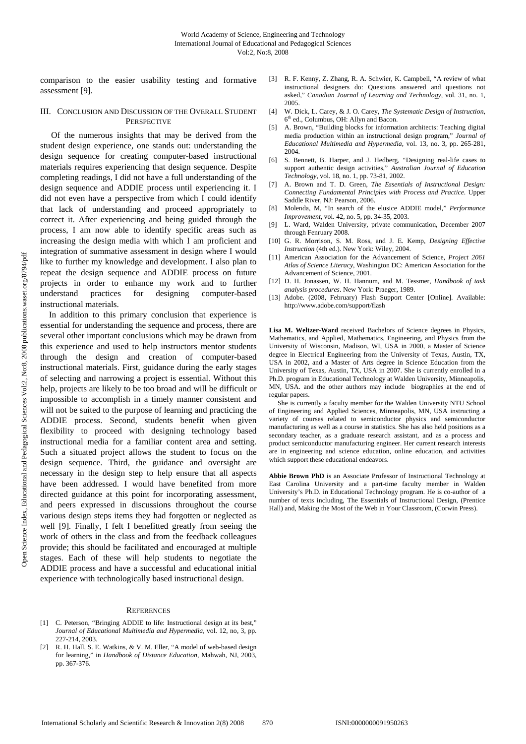comparison to the easier usability testing and formative assessment [9].

## III. Conclusion and Discussion of the Overall Student Perspective

Of the numerous insights that may be derived from the student design experience, one stands out: understanding the design sequence for creating computer-based instructional materials requires experiencing that design sequence. Despite completing readings, I did not have a full understanding of the design sequence and ADDIE process until experiencing it. I did not even have a perspective from which I could identify that lack of understanding and proceed appropriately to correct it. After experiencing and being guided through the process, I am now able to identify specific areas such as increasing the design media with which I am proficient and integration of summative assessment in design where I would like to further my knowledge and development. I also plan to repeat the design sequence and ADDIE process on future projects in order to enhance my work and to further understand practices for designing computer-based instructional materials.

In addition to this primary conclusion that experience is essential for understanding the sequence and process, there are several other important conclusions which may be drawn from this experience and used to help instructors mentor students through the design and creation of computer-based instructional materials. First, guidance during the early stages of selecting and narrowing a project is essential. Without this help, projects are likely to be too broad and will be difficult or impossible to accomplish in a timely manner consistent and will not be suited to the purpose of learning and practicing the ADDIE process. Second, students benefit when given flexibility to proceed with designing technology based instructional media for a familiar content area and setting. Such a situated project allows the student to focus on the design sequence. Third, the guidance and oversight are necessary in the design step to help ensure that all aspects have been addressed. I would have benefited from more directed guidance at this point for incorporating assessment, and peers expressed in discussions throughout the course various design steps items they had forgotten or neglected as well [9]. Finally, I felt I benefitted greatly from seeing the work of others in the class and from the feedback colleagues provide; this should be facilitated and encouraged at multiple stages. Each of these will help students to negotiate the ADDIE process and have a successful and educational initial experience with technologically based instructional design.

## References

[1] C. Peterson, "Bringing ADDIE to life: Instructional design at its best," *Journal of Educational Multimedia and Hypermedia*, vol. 12, no, 3, pp. 227-214, 2003.

[2] R. H. Hall, S. E. Watkins, & V. M. Eller, "A model of web-based design for learning," in *Handbook of Distance Education*, Mahwah, NJ, 2003, pp. 367-376.

[3] R. F. Kenny, Z. Zhang, R. A. Schwier, K. Campbell, "A review of what instructional designers do: Questions answered and questions not asked," *Canadian Journal of Learning and Technology*, vol. 31, no. 1, 2005.

[4] W. Dick, L. Carey, & J. O. Carey, *The Systematic Design of Instruction*, 6th ed., Columbus, OH: Allyn and Bacon.

[5] A. Brown, "Building blocks for information architects: Teaching digital media production within an instructional design program," *Journal of Educational Multimedia and Hypermedia*, vol. 13, no. 3, pp. 265-281, 2004.

[6] S. Bennett, B. Harper, and J. Hedberg, "Designing real-life cases to support authentic design activities," *Australian Journal of Education Technology*, vol. 18, no. 1, pp. 73-81, 2002.

[7] A. Brown and T. D. Green, *The Essentials of Instructional Design: Connecting Fundamental Principles with Process and Practice*. Upper Saddle River, NJ: Pearson, 2006.

[8] Molenda, M, "In search of the elusice ADDIE model," *Performance Improvement*, vol. 42, no. 5, pp. 34-35, 2003.

[9] L. Ward, Walden University, private communication, December 2007 through Fenruary 2008.

[10] G. R. Morrison, S. M. Ross, and J. E. Kemp, *Designing Effective Instruction* (4th ed.). New York: Wiley, 2004.

[11] American Association for the Advancement of Science, *Project 2061 Atlas of Science Literacy*, Washington DC: American Association for the Advancement of Science, 2001.

[12] D. H. Jonassen, W. H. Hannum, and M. Tessmer, *Handbook of task analysis procedures*. New York: Praeger, 1989.

[13] Adobe. (2008, February) Flash Support Center [Online]. Available: http://www.adobe.com/support/flash

**Lisa M. Weltzer-Ward** received Bachelors of Science degrees in Physics, Mathematics, and Applied, Mathematics, Engineering, and Physics from the University of Wisconsin, Madison, WI, USA in 2000, a Master of Science degree in Electrical Engineering from the University of Texas, Austin, TX, USA in 2002, and a Master of Arts degree in Science Education from the University of Texas, Austin, TX, USA in 2007. She is currently enrolled in a Ph.D. program in Educational Technology at Walden University, Minneapolis, MN, USA. and the other authors may include biographies at the end of regular papers.

She is currently a faculty member for the Walden University NTU School of Engineering and Applied Sciences, Minneapolis, MN, USA instructing a variety of courses related to semiconductor physics and semiconductor manufacturing as well as a course in statistics. She has also held positions as a secondary teacher, as a graduate research assistant, and as a process and product semiconductor manufacturing engineer. Her current research interests are in engineering and science education, online education, and activities which support these educational endeavors.

**Abbie Brown PhD** is an Associate Professor of Instructional Technology at East Carolina University and a part-time faculty member in Walden University's Ph.D. in Educational Technology program. He is co-author of a number of texts including, The Essentials of Instructional Design, (Prentice Hall) and, Making the Most of the Web in Your Classroom, (Corwin Press).